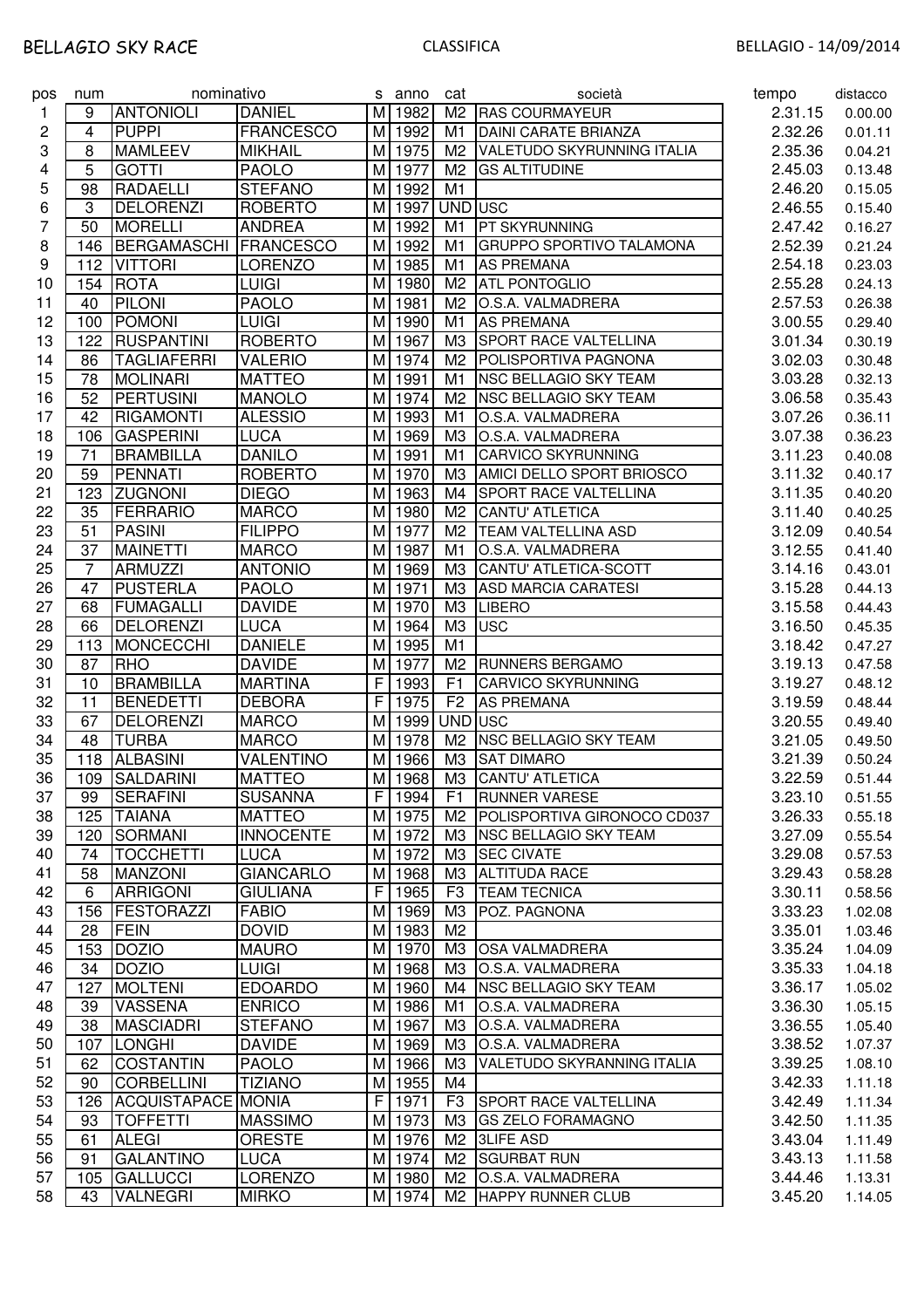BELLAGIO SKY RACE

CLASSIFICA

BELLAGIO - 14/09/2014

| pos | num | nominativo | | s | anno | cat | società | tempo | distacco |
|---|---|---|---|---|---|---|---|---|---|
| 1 | 9 | ANTONIOLI | DANIEL | M | 1982 | M2 | RAS COURMAYEUR | 2.31.15 | 0.00.00 |
| 2 | 4 | PUPPI | FRANCESCO | M | 1992 | M1 | DAINI CARATE BRIANZA | 2.32.26 | 0.01.11 |
| 3 | 8 | MAMLEEV | MIKHAIL | M | 1975 | M2 | VALETUDO SKYRUNNING ITALIA | 2.35.36 | 0.04.21 |
| 4 | 5 | GOTTI | PAOLO | M | 1977 | M2 | GS ALTITUDINE | 2.45.03 | 0.13.48 |
| 5 | 98 | RADAELLI | STEFANO | M | 1992 | M1 | | 2.46.20 | 0.15.05 |
| 6 | 3 | DELORENZI | ROBERTO | M | 1997 | UND | USC | 2.46.55 | 0.15.40 |
| 7 | 50 | MORELLI | ANDREA | M | 1992 | M1 | PT SKYRUNNING | 2.47.42 | 0.16.27 |
| 8 | 146 | BERGAMASCHI | FRANCESCO | M | 1992 | M1 | GRUPPO SPORTIVO TALAMONA | 2.52.39 | 0.21.24 |
| 9 | 112 | VITTORI | LORENZO | M | 1985 | M1 | AS PREMANA | 2.54.18 | 0.23.03 |
| 10 | 154 | ROTA | LUIGI | M | 1980 | M2 | ATL PONTOGLIO | 2.55.28 | 0.24.13 |
| 11 | 40 | PILONI | PAOLO | M | 1981 | M2 | O.S.A. VALMADRERA | 2.57.53 | 0.26.38 |
| 12 | 100 | POMONI | LUIGI | M | 1990 | M1 | AS PREMANA | 3.00.55 | 0.29.40 |
| 13 | 122 | RUSPANTINI | ROBERTO | M | 1967 | M3 | SPORT RACE VALTELLINA | 3.01.34 | 0.30.19 |
| 14 | 86 | TAGLIAFERRI | VALERIO | M | 1974 | M2 | POLISPORTIVA PAGNONA | 3.02.03 | 0.30.48 |
| 15 | 78 | MOLINARI | MATTEO | M | 1991 | M1 | NSC BELLAGIO SKY TEAM | 3.03.28 | 0.32.13 |
| 16 | 52 | PERTUSINI | MANOLO | M | 1974 | M2 | NSC BELLAGIO SKY TEAM | 3.06.58 | 0.35.43 |
| 17 | 42 | RIGAMONTI | ALESSIO | M | 1993 | M1 | O.S.A. VALMADRERA | 3.07.26 | 0.36.11 |
| 18 | 106 | GASPERINI | LUCA | M | 1969 | M3 | O.S.A. VALMADRERA | 3.07.38 | 0.36.23 |
| 19 | 71 | BRAMBILLA | DANILO | M | 1991 | M1 | CARVICO SKYRUNNING | 3.11.23 | 0.40.08 |
| 20 | 59 | PENNATI | ROBERTO | M | 1970 | M3 | AMICI DELLO SPORT BRIOSCO | 3.11.32 | 0.40.17 |
| 21 | 123 | ZUGNONI | DIEGO | M | 1963 | M4 | SPORT RACE VALTELLINA | 3.11.35 | 0.40.20 |
| 22 | 35 | FERRARIO | MARCO | M | 1980 | M2 | CANTU' ATLETICA | 3.11.40 | 0.40.25 |
| 23 | 51 | PASINI | FILIPPO | M | 1977 | M2 | TEAM VALTELLINA ASD | 3.12.09 | 0.40.54 |
| 24 | 37 | MAINETTI | MARCO | M | 1987 | M1 | O.S.A. VALMADRERA | 3.12.55 | 0.41.40 |
| 25 | 7 | ARMUZZI | ANTONIO | M | 1969 | M3 | CANTU' ATLETICA-SCOTT | 3.14.16 | 0.43.01 |
| 26 | 47 | PUSTERLA | PAOLO | M | 1971 | M3 | ASD MARCIA CARATESI | 3.15.28 | 0.44.13 |
| 27 | 68 | FUMAGALLI | DAVIDE | M | 1970 | M3 | LIBERO | 3.15.58 | 0.44.43 |
| 28 | 66 | DELORENZI | LUCA | M | 1964 | M3 | USC | 3.16.50 | 0.45.35 |
| 29 | 113 | MONCECCHI | DANIELE | M | 1995 | M1 | | 3.18.42 | 0.47.27 |
| 30 | 87 | RHO | DAVIDE | M | 1977 | M2 | RUNNERS BERGAMO | 3.19.13 | 0.47.58 |
| 31 | 10 | BRAMBILLA | MARTINA | F | 1993 | F1 | CARVICO SKYRUNNING | 3.19.27 | 0.48.12 |
| 32 | 11 | BENEDETTI | DEBORA | F | 1975 | F2 | AS PREMANA | 3.19.59 | 0.48.44 |
| 33 | 67 | DELORENZI | MARCO | M | 1999 | UND | USC | 3.20.55 | 0.49.40 |
| 34 | 48 | TURBA | MARCO | M | 1978 | M2 | NSC BELLAGIO SKY TEAM | 3.21.05 | 0.49.50 |
| 35 | 118 | ALBASINI | VALENTINO | M | 1966 | M3 | SAT DIMARO | 3.21.39 | 0.50.24 |
| 36 | 109 | SALDARINI | MATTEO | M | 1968 | M3 | CANTU' ATLETICA | 3.22.59 | 0.51.44 |
| 37 | 99 | SERAFINI | SUSANNA | F | 1994 | F1 | RUNNER VARESE | 3.23.10 | 0.51.55 |
| 38 | 125 | TAIANA | MATTEO | M | 1975 | M2 | POLISPORTIVA GIRONOCO CD037 | 3.26.33 | 0.55.18 |
| 39 | 120 | SORMANI | INNOCENTE | M | 1972 | M3 | NSC BELLAGIO SKY TEAM | 3.27.09 | 0.55.54 |
| 40 | 74 | TOCCHETTI | LUCA | M | 1972 | M3 | SEC CIVATE | 3.29.08 | 0.57.53 |
| 41 | 58 | MANZONI | GIANCARLO | M | 1968 | M3 | ALTITUDA RACE | 3.29.43 | 0.58.28 |
| 42 | 6 | ARRIGONI | GIULIANA | F | 1965 | F3 | TEAM TECNICA | 3.30.11 | 0.58.56 |
| 43 | 156 | FESTORAZZI | FABIO | M | 1969 | M3 | POZ. PAGNONA | 3.33.23 | 1.02.08 |
| 44 | 28 | FEIN | DOVID | M | 1983 | M2 | | 3.35.01 | 1.03.46 |
| 45 | 153 | DOZIO | MAURO | M | 1970 | M3 | OSA VALMADRERA | 3.35.24 | 1.04.09 |
| 46 | 34 | DOZIO | LUIGI | M | 1968 | M3 | O.S.A. VALMADRERA | 3.35.33 | 1.04.18 |
| 47 | 127 | MOLTENI | EDOARDO | M | 1960 | M4 | NSC BELLAGIO SKY TEAM | 3.36.17 | 1.05.02 |
| 48 | 39 | VASSENA | ENRICO | M | 1986 | M1 | O.S.A. VALMADRERA | 3.36.30 | 1.05.15 |
| 49 | 38 | MASCIADRI | STEFANO | M | 1967 | M3 | O.S.A. VALMADRERA | 3.36.55 | 1.05.40 |
| 50 | 107 | LONGHI | DAVIDE | M | 1969 | M3 | O.S.A. VALMADRERA | 3.38.52 | 1.07.37 |
| 51 | 62 | COSTANTIN | PAOLO | M | 1966 | M3 | VALETUDO SKYRANNING ITALIA | 3.39.25 | 1.08.10 |
| 52 | 90 | CORBELLINI | TIZIANO | M | 1955 | M4 | | 3.42.33 | 1.11.18 |
| 53 | 126 | ACQUISTAPACE | MONIA | F | 1971 | F3 | SPORT RACE VALTELLINA | 3.42.49 | 1.11.34 |
| 54 | 93 | TOFFETTI | MASSIMO | M | 1973 | M3 | GS ZELO FORAMAGNO | 3.42.50 | 1.11.35 |
| 55 | 61 | ALEGI | ORESTE | M | 1976 | M2 | 3LIFE ASD | 3.43.04 | 1.11.49 |
| 56 | 91 | GALANTINO | LUCA | M | 1974 | M2 | SGURBAT RUN | 3.43.13 | 1.11.58 |
| 57 | 105 | GALLUCCI | LORENZO | M | 1980 | M2 | O.S.A. VALMADRERA | 3.44.46 | 1.13.31 |
| 58 | 43 | VALNEGRI | MIRKO | M | 1974 | M2 | HAPPY RUNNER CLUB | 3.45.20 | 1.14.05 |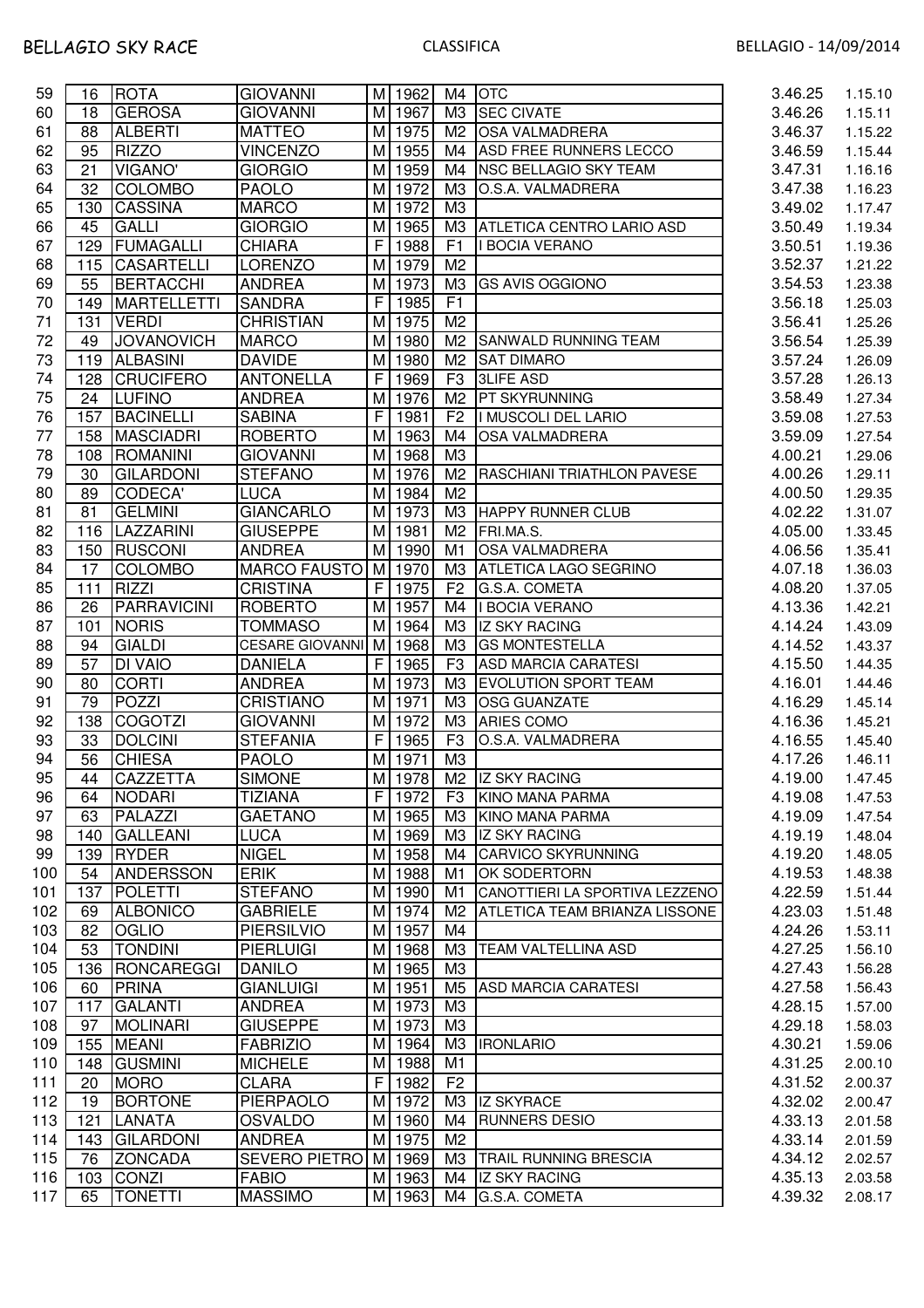| 59 | 16 | ROTA | GIOVANNI | M | 1962 | M4 | OTC | 3.46.25 | 1.15.10 |
|---|---|---|---|---|---|---|---|---|---|
| 60 | 18 | GEROSA | GIOVANNI | M | 1967 | M3 | SEC CIVATE | 3.46.26 | 1.15.11 |
| 61 | 88 | ALBERTI | MATTEO | M | 1975 | M2 | OSA VALMADRERA | 3.46.37 | 1.15.22 |
| 62 | 95 | RIZZO | VINCENZO | M | 1955 | M4 | ASD FREE RUNNERS LECCO | 3.46.59 | 1.15.44 |
| 63 | 21 | VIGANO' | GIORGIO | M | 1959 | M4 | NSC BELLAGIO SKY TEAM | 3.47.31 | 1.16.16 |
| 64 | 32 | COLOMBO | PAOLO | M | 1972 | M3 | O.S.A. VALMADRERA | 3.47.38 | 1.16.23 |
| 65 | 130 | CASSINA | MARCO | M | 1972 | M3 | | 3.49.02 | 1.17.47 |
| 66 | 45 | GALLI | GIORGIO | M | 1965 | M3 | ATLETICA CENTRO LARIO ASD | 3.50.49 | 1.19.34 |
| 67 | 129 | FUMAGALLI | CHIARA | F | 1988 | F1 | I BOCIA VERANO | 3.50.51 | 1.19.36 |
| 68 | 115 | CASARTELLI | LORENZO | M | 1979 | M2 | | 3.52.37 | 1.21.22 |
| 69 | 55 | BERTACCHI | ANDREA | M | 1973 | M3 | GS AVIS OGGIONO | 3.54.53 | 1.23.38 |
| 70 | 149 | MARTELLETTI | SANDRA | F | 1985 | F1 | | 3.56.18 | 1.25.03 |
| 71 | 131 | VERDI | CHRISTIAN | M | 1975 | M2 | | 3.56.41 | 1.25.26 |
| 72 | 49 | JOVANOVICH | MARCO | M | 1980 | M2 | SANWALD RUNNING TEAM | 3.56.54 | 1.25.39 |
| 73 | 119 | ALBASINI | DAVIDE | M | 1980 | M2 | SAT DIMARO | 3.57.24 | 1.26.09 |
| 74 | 128 | CRUCIFERO | ANTONELLA | F | 1969 | F3 | 3LIFE ASD | 3.57.28 | 1.26.13 |
| 75 | 24 | LUFINO | ANDREA | M | 1976 | M2 | PT SKYRUNNING | 3.58.49 | 1.27.34 |
| 76 | 157 | BACINELLI | SABINA | F | 1981 | F2 | I MUSCOLI DEL LARIO | 3.59.08 | 1.27.53 |
| 77 | 158 | MASCIADRI | ROBERTO | M | 1963 | M4 | OSA VALMADRERA | 3.59.09 | 1.27.54 |
| 78 | 108 | ROMANINI | GIOVANNI | M | 1968 | M3 | | 4.00.21 | 1.29.06 |
| 79 | 30 | GILARDONI | STEFANO | M | 1976 | M2 | RASCHIANI TRIATHLON PAVESE | 4.00.26 | 1.29.11 |
| 80 | 89 | CODECA' | LUCA | M | 1984 | M2 | | 4.00.50 | 1.29.35 |
| 81 | 81 | GELMINI | GIANCARLO | M | 1973 | M3 | HAPPY RUNNER CLUB | 4.02.22 | 1.31.07 |
| 82 | 116 | LAZZARINI | GIUSEPPE | M | 1981 | M2 | FRI.MA.S. | 4.05.00 | 1.33.45 |
| 83 | 150 | RUSCONI | ANDREA | M | 1990 | M1 | OSA VALMADRERA | 4.06.56 | 1.35.41 |
| 84 | 17 | COLOMBO | MARCO FAUSTO | M | 1970 | M3 | ATLETICA LAGO SEGRINO | 4.07.18 | 1.36.03 |
| 85 | 111 | RIZZI | CRISTINA | F | 1975 | F2 | G.S.A. COMETA | 4.08.20 | 1.37.05 |
| 86 | 26 | PARRAVICINI | ROBERTO | M | 1957 | M4 | I BOCIA VERANO | 4.13.36 | 1.42.21 |
| 87 | 101 | NORIS | TOMMASO | M | 1964 | M3 | IZ SKY RACING | 4.14.24 | 1.43.09 |
| 88 | 94 | GIALDI | CESARE GIOVANNI | M | 1968 | M3 | GS MONTESTELLA | 4.14.52 | 1.43.37 |
| 89 | 57 | DI VAIO | DANIELA | F | 1965 | F3 | ASD MARCIA CARATESI | 4.15.50 | 1.44.35 |
| 90 | 80 | CORTI | ANDREA | M | 1973 | M3 | EVOLUTION SPORT TEAM | 4.16.01 | 1.44.46 |
| 91 | 79 | POZZI | CRISTIANO | M | 1971 | M3 | OSG GUANZATE | 4.16.29 | 1.45.14 |
| 92 | 138 | COGOTZI | GIOVANNI | M | 1972 | M3 | ARIES COMO | 4.16.36 | 1.45.21 |
| 93 | 33 | DOLCINI | STEFANIA | F | 1965 | F3 | O.S.A. VALMADRERA | 4.16.55 | 1.45.40 |
| 94 | 56 | CHIESA | PAOLO | M | 1971 | M3 | | 4.17.26 | 1.46.11 |
| 95 | 44 | CAZZETTA | SIMONE | M | 1978 | M2 | IZ SKY RACING | 4.19.00 | 1.47.45 |
| 96 | 64 | NODARI | TIZIANA | F | 1972 | F3 | KINO MANA PARMA | 4.19.08 | 1.47.53 |
| 97 | 63 | PALAZZI | GAETANO | M | 1965 | M3 | KINO MANA PARMA | 4.19.09 | 1.47.54 |
| 98 | 140 | GALLEANI | LUCA | M | 1969 | M3 | IZ SKY RACING | 4.19.19 | 1.48.04 |
| 99 | 139 | RYDER | NIGEL | M | 1958 | M4 | CARVICO SKYRUNNING | 4.19.20 | 1.48.05 |
| 100 | 54 | ANDERSSON | ERIK | M | 1988 | M1 | OK SODERTORN | 4.19.53 | 1.48.38 |
| 101 | 137 | POLETTI | STEFANO | M | 1990 | M1 | CANOTTIERI LA SPORTIVA LEZZENO | 4.22.59 | 1.51.44 |
| 102 | 69 | ALBONICO | GABRIELE | M | 1974 | M2 | ATLETICA TEAM BRIANZA LISSONE | 4.23.03 | 1.51.48 |
| 103 | 82 | OGLIO | PIERSILVIO | M | 1957 | M4 | | 4.24.26 | 1.53.11 |
| 104 | 53 | TONDINI | PIERLUIGI | M | 1968 | M3 | TEAM VALTELLINA ASD | 4.27.25 | 1.56.10 |
| 105 | 136 | RONCAREGGI | DANILO | M | 1965 | M3 | | 4.27.43 | 1.56.28 |
| 106 | 60 | PRINA | GIANLUIGI | M | 1951 | M5 | ASD MARCIA CARATESI | 4.27.58 | 1.56.43 |
| 107 | 117 | GALANTI | ANDREA | M | 1973 | M3 | | 4.28.15 | 1.57.00 |
| 108 | 97 | MOLINARI | GIUSEPPE | M | 1973 | M3 | | 4.29.18 | 1.58.03 |
| 109 | 155 | MEANI | FABRIZIO | M | 1964 | M3 | IRONLARIO | 4.30.21 | 1.59.06 |
| 110 | 148 | GUSMINI | MICHELE | M | 1988 | M1 | | 4.31.25 | 2.00.10 |
| 111 | 20 | MORO | CLARA | F | 1982 | F2 | | 4.31.52 | 2.00.37 |
| 112 | 19 | BORTONE | PIERPAOLO | M | 1972 | M3 | IZ SKYRACE | 4.32.02 | 2.00.47 |
| 113 | 121 | LANATA | OSVALDO | M | 1960 | M4 | RUNNERS DESIO | 4.33.13 | 2.01.58 |
| 114 | 143 | GILARDONI | ANDREA | M | 1975 | M2 | | 4.33.14 | 2.01.59 |
| 115 | 76 | ZONCADA | SEVERO PIETRO | M | 1969 | M3 | TRAIL RUNNING BRESCIA | 4.34.12 | 2.02.57 |
| 116 | 103 | CONZI | FABIO | M | 1963 | M4 | IZ SKY RACING | 4.35.13 | 2.03.58 |
| 117 | 65 | TONETTI | MASSIMO | M | 1963 | M4 | G.S.A. COMETA | 4.39.32 | 2.08.17 |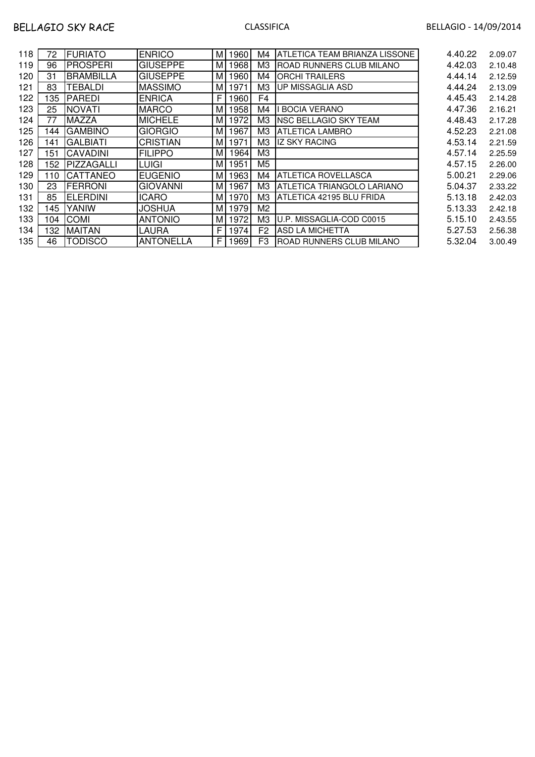| | | | | | | | | | |
|---|---|---|---|---|---|---|---|---|---|
| 118 | 72 | FURIATO | ENRICO | M | 1960 | M4 | ATLETICA TEAM BRIANZA LISSONE | 4.40.22 | 2.09.07 |
| 119 | 96 | PROSPERI | GIUSEPPE | M | 1968 | M3 | ROAD RUNNERS CLUB MILANO | 4.42.03 | 2.10.48 |
| 120 | 31 | BRAMBILLA | GIUSEPPE | M | 1960 | M4 | ORCHI TRAILERS | 4.44.14 | 2.12.59 |
| 121 | 83 | TEBALDI | MASSIMO | M | 1971 | M3 | UP MISSAGLIA ASD | 4.44.24 | 2.13.09 |
| 122 | 135 | PAREDI | ENRICA | F | 1960 | F4 | | 4.45.43 | 2.14.28 |
| 123 | 25 | NOVATI | MARCO | M | 1958 | M4 | I BOCIA VERANO | 4.47.36 | 2.16.21 |
| 124 | 77 | MAZZA | MICHELE | M | 1972 | M3 | NSC BELLAGIO SKY TEAM | 4.48.43 | 2.17.28 |
| 125 | 144 | GAMBINO | GIORGIO | M | 1967 | M3 | ATLETICA LAMBRO | 4.52.23 | 2.21.08 |
| 126 | 141 | GALBIATI | CRISTIAN | M | 1971 | M3 | IZ SKY RACING | 4.53.14 | 2.21.59 |
| 127 | 151 | CAVADINI | FILIPPO | M | 1964 | M3 | | 4.57.14 | 2.25.59 |
| 128 | 152 | PIZZAGALLI | LUIGI | M | 1951 | M5 | | 4.57.15 | 2.26.00 |
| 129 | 110 | CATTANEO | EUGENIO | M | 1963 | M4 | ATLETICA ROVELLASCA | 5.00.21 | 2.29.06 |
| 130 | 23 | FERRONI | GIOVANNI | M | 1967 | M3 | ATLETICA TRIANGOLO LARIANO | 5.04.37 | 2.33.22 |
| 131 | 85 | ELERDINI | ICARO | M | 1970 | M3 | ATLETICA 42195 BLU FRIDA | 5.13.18 | 2.42.03 |
| 132 | 145 | YANIW | JOSHUA | M | 1979 | M2 | | 5.13.33 | 2.42.18 |
| 133 | 104 | COMI | ANTONIO | M | 1972 | M3 | U.P. MISSAGLIA-COD C0015 | 5.15.10 | 2.43.55 |
| 134 | 132 | MAITAN | LAURA | F | 1974 | F2 | ASD LA MICHETTA | 5.27.53 | 2.56.38 |
| 135 | 46 | TODISCO | ANTONELLA | F | 1969 | F3 | ROAD RUNNERS CLUB MILANO | 5.32.04 | 3.00.49 |